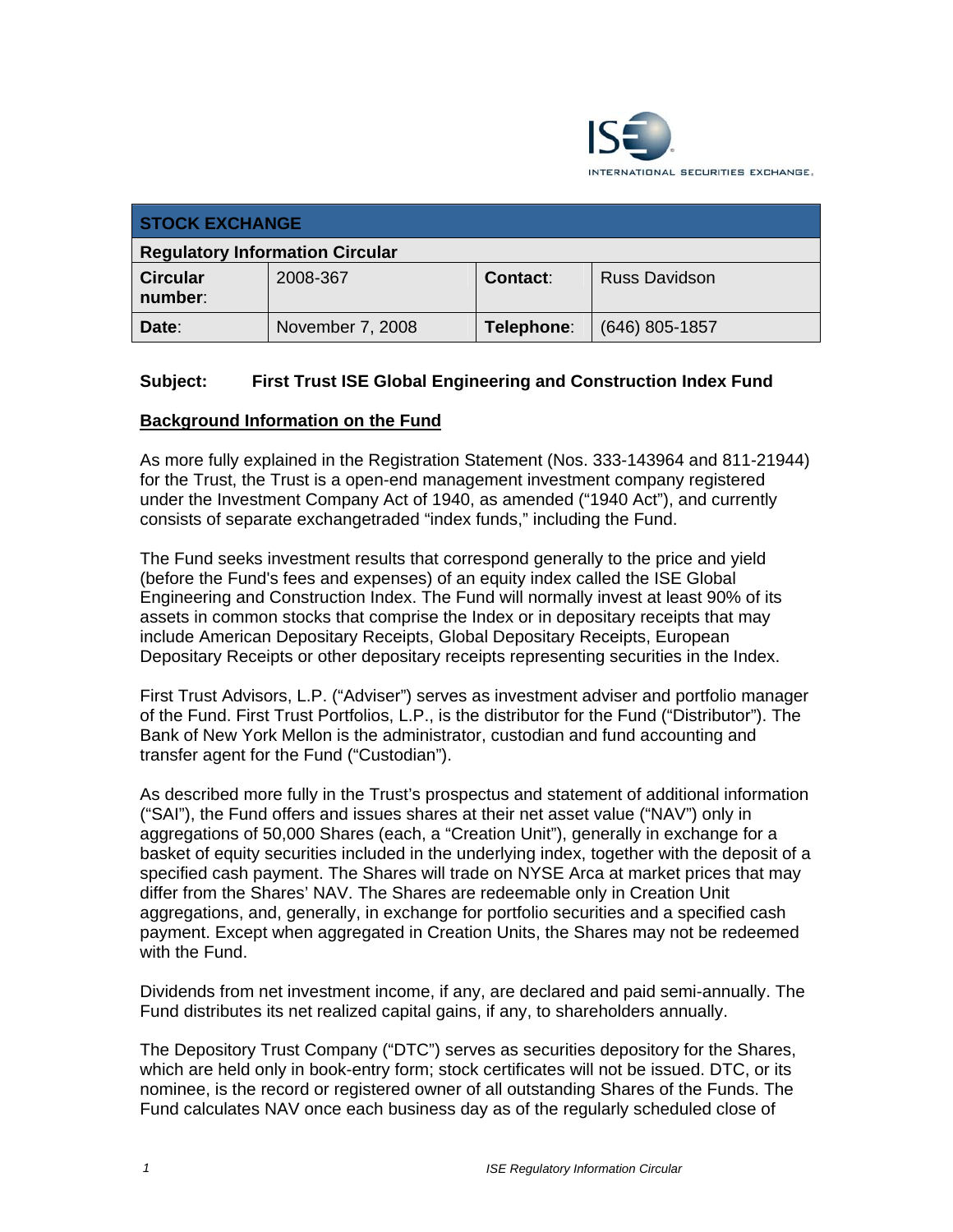| STOCK EXCHANGE | | | |
|---|---|---|---|
| **Regulatory Information Circular** | | | |
| **Circular number**: | 2008-367 | **Contact**: | Russ Davidson |
| **Date**: | November 7, 2008 | **Telephone**: | (646) 805-1857 |

**Subject: First Trust ISE Global Engineering and Construction Index Fund**

## Background Information on the Fund

As more fully explained in the Registration Statement (Nos. 333-143964 and 811-21944) for the Trust, the Trust is a open-end management investment company registered under the Investment Company Act of 1940, as amended ("1940 Act"), and currently consists of separate exchangetraded "index funds," including the Fund.

The Fund seeks investment results that correspond generally to the price and yield (before the Fund's fees and expenses) of an equity index called the ISE Global Engineering and Construction Index. The Fund will normally invest at least 90% of its assets in common stocks that comprise the Index or in depositary receipts that may include American Depositary Receipts, Global Depositary Receipts, European Depositary Receipts or other depositary receipts representing securities in the Index.

First Trust Advisors, L.P. ("Adviser") serves as investment adviser and portfolio manager of the Fund. First Trust Portfolios, L.P., is the distributor for the Fund ("Distributor"). The Bank of New York Mellon is the administrator, custodian and fund accounting and transfer agent for the Fund ("Custodian").

As described more fully in the Trust's prospectus and statement of additional information ("SAI"), the Fund offers and issues shares at their net asset value ("NAV") only in aggregations of 50,000 Shares (each, a "Creation Unit"), generally in exchange for a basket of equity securities included in the underlying index, together with the deposit of a specified cash payment. The Shares will trade on NYSE Arca at market prices that may differ from the Shares' NAV. The Shares are redeemable only in Creation Unit aggregations, and, generally, in exchange for portfolio securities and a specified cash payment. Except when aggregated in Creation Units, the Shares may not be redeemed with the Fund.

Dividends from net investment income, if any, are declared and paid semi-annually. The Fund distributes its net realized capital gains, if any, to shareholders annually.

The Depository Trust Company ("DTC") serves as securities depository for the Shares, which are held only in book-entry form; stock certificates will not be issued. DTC, or its nominee, is the record or registered owner of all outstanding Shares of the Funds. The Fund calculates NAV once each business day as of the regularly scheduled close of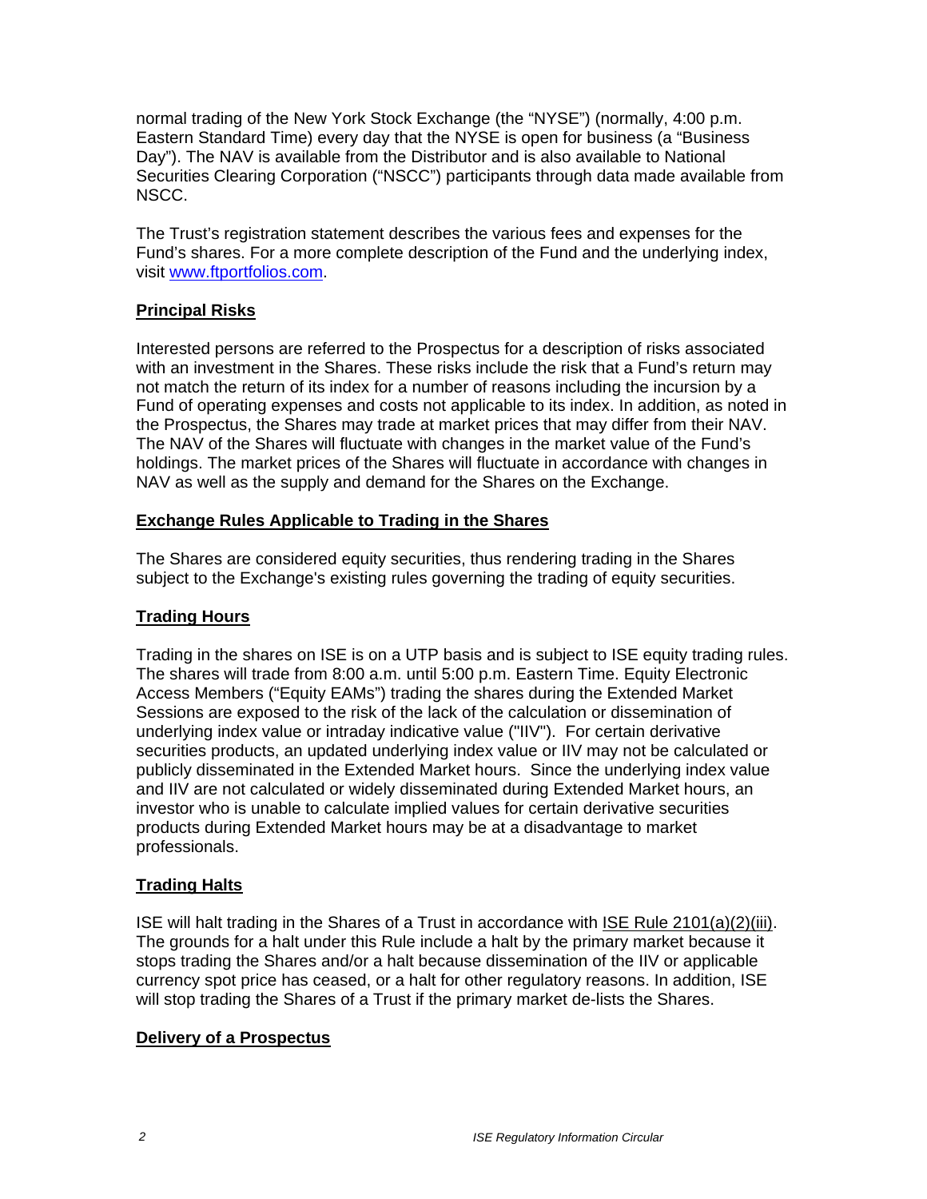normal trading of the New York Stock Exchange (the "NYSE") (normally, 4:00 p.m. Eastern Standard Time) every day that the NYSE is open for business (a "Business Day"). The NAV is available from the Distributor and is also available to National Securities Clearing Corporation ("NSCC") participants through data made available from NSCC.

The Trust's registration statement describes the various fees and expenses for the Fund's shares. For a more complete description of the Fund and the underlying index, visit www.ftportfolios.com.

**Principal Risks**

Interested persons are referred to the Prospectus for a description of risks associated with an investment in the Shares. These risks include the risk that a Fund's return may not match the return of its index for a number of reasons including the incursion by a Fund of operating expenses and costs not applicable to its index. In addition, as noted in the Prospectus, the Shares may trade at market prices that may differ from their NAV. The NAV of the Shares will fluctuate with changes in the market value of the Fund's holdings. The market prices of the Shares will fluctuate in accordance with changes in NAV as well as the supply and demand for the Shares on the Exchange.

**Exchange Rules Applicable to Trading in the Shares**

The Shares are considered equity securities, thus rendering trading in the Shares subject to the Exchange's existing rules governing the trading of equity securities.

**Trading Hours**

Trading in the shares on ISE is on a UTP basis and is subject to ISE equity trading rules. The shares will trade from 8:00 a.m. until 5:00 p.m. Eastern Time. Equity Electronic Access Members ("Equity EAMs") trading the shares during the Extended Market Sessions are exposed to the risk of the lack of the calculation or dissemination of underlying index value or intraday indicative value ("IIV"). For certain derivative securities products, an updated underlying index value or IIV may not be calculated or publicly disseminated in the Extended Market hours. Since the underlying index value and IIV are not calculated or widely disseminated during Extended Market hours, an investor who is unable to calculate implied values for certain derivative securities products during Extended Market hours may be at a disadvantage to market professionals.

**Trading Halts**

ISE will halt trading in the Shares of a Trust in accordance with ISE Rule 2101(a)(2)(iii). The grounds for a halt under this Rule include a halt by the primary market because it stops trading the Shares and/or a halt because dissemination of the IIV or applicable currency spot price has ceased, or a halt for other regulatory reasons. In addition, ISE will stop trading the Shares of a Trust if the primary market de-lists the Shares.

**Delivery of a Prospectus**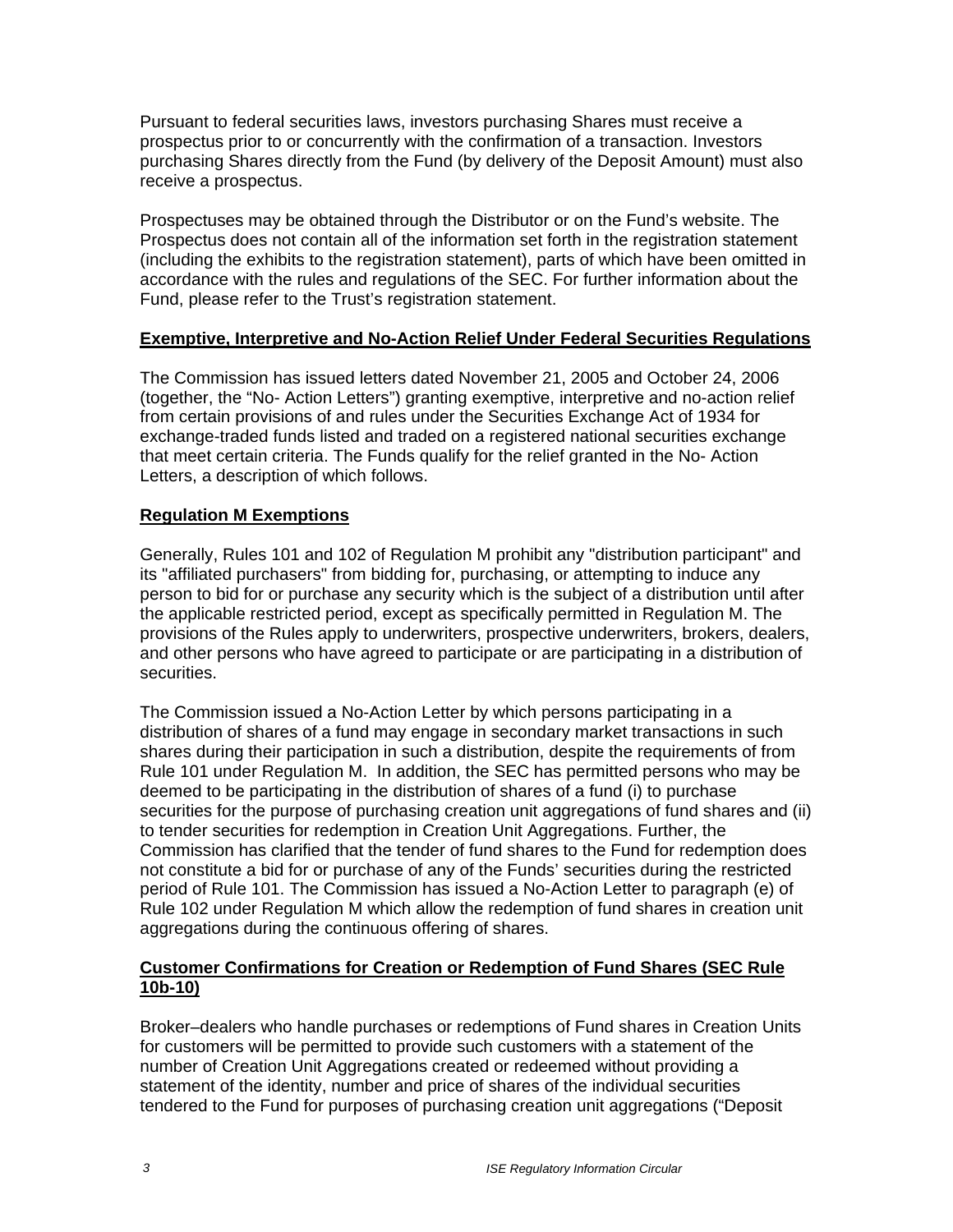Pursuant to federal securities laws, investors purchasing Shares must receive a prospectus prior to or concurrently with the confirmation of a transaction. Investors purchasing Shares directly from the Fund (by delivery of the Deposit Amount) must also receive a prospectus.

Prospectuses may be obtained through the Distributor or on the Fund's website. The Prospectus does not contain all of the information set forth in the registration statement (including the exhibits to the registration statement), parts of which have been omitted in accordance with the rules and regulations of the SEC. For further information about the Fund, please refer to the Trust's registration statement.

**Exemptive, Interpretive and No-Action Relief Under Federal Securities Regulations**

The Commission has issued letters dated November 21, 2005 and October 24, 2006 (together, the "No- Action Letters") granting exemptive, interpretive and no-action relief from certain provisions of and rules under the Securities Exchange Act of 1934 for exchange-traded funds listed and traded on a registered national securities exchange that meet certain criteria. The Funds qualify for the relief granted in the No- Action Letters, a description of which follows.

**Regulation M Exemptions**

Generally, Rules 101 and 102 of Regulation M prohibit any "distribution participant" and its "affiliated purchasers" from bidding for, purchasing, or attempting to induce any person to bid for or purchase any security which is the subject of a distribution until after the applicable restricted period, except as specifically permitted in Regulation M. The provisions of the Rules apply to underwriters, prospective underwriters, brokers, dealers, and other persons who have agreed to participate or are participating in a distribution of securities.

The Commission issued a No-Action Letter by which persons participating in a distribution of shares of a fund may engage in secondary market transactions in such shares during their participation in such a distribution, despite the requirements of from Rule 101 under Regulation M. In addition, the SEC has permitted persons who may be deemed to be participating in the distribution of shares of a fund (i) to purchase securities for the purpose of purchasing creation unit aggregations of fund shares and (ii) to tender securities for redemption in Creation Unit Aggregations. Further, the Commission has clarified that the tender of fund shares to the Fund for redemption does not constitute a bid for or purchase of any of the Funds' securities during the restricted period of Rule 101. The Commission has issued a No-Action Letter to paragraph (e) of Rule 102 under Regulation M which allow the redemption of fund shares in creation unit aggregations during the continuous offering of shares.

**Customer Confirmations for Creation or Redemption of Fund Shares (SEC Rule 10b-10)**

Broker–dealers who handle purchases or redemptions of Fund shares in Creation Units for customers will be permitted to provide such customers with a statement of the number of Creation Unit Aggregations created or redeemed without providing a statement of the identity, number and price of shares of the individual securities tendered to the Fund for purposes of purchasing creation unit aggregations ("Deposit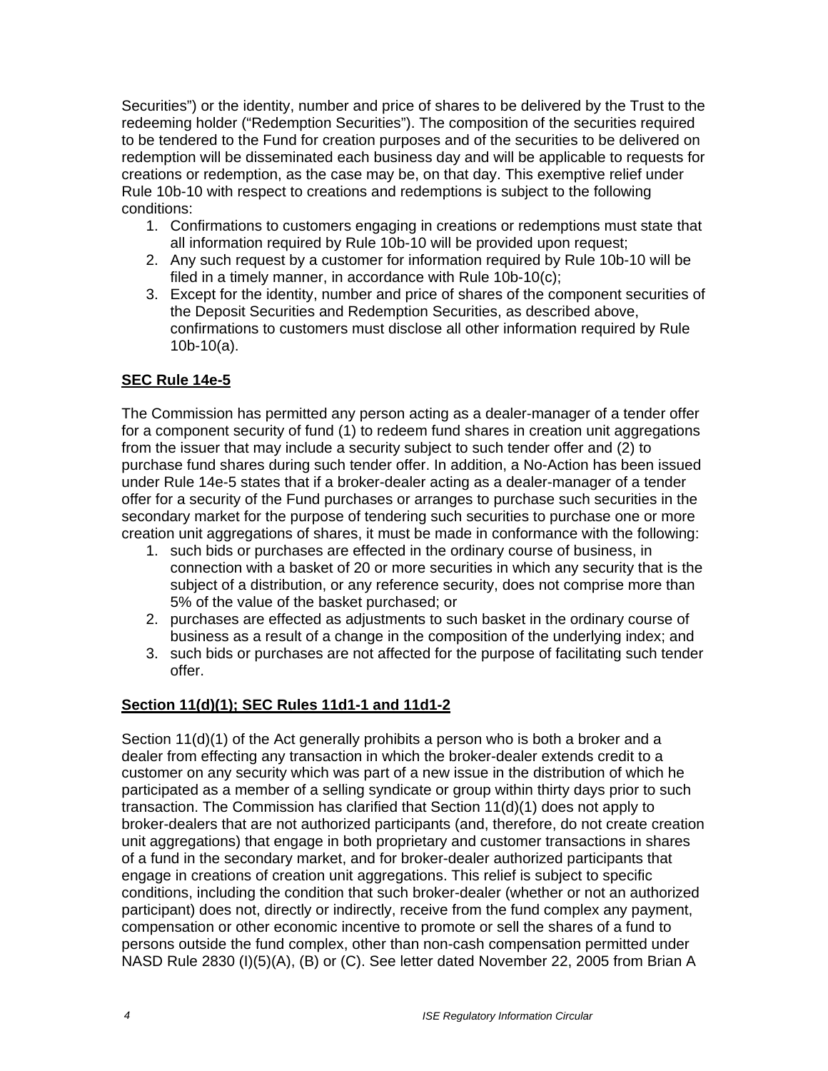Securities") or the identity, number and price of shares to be delivered by the Trust to the redeeming holder ("Redemption Securities"). The composition of the securities required to be tendered to the Fund for creation purposes and of the securities to be delivered on redemption will be disseminated each business day and will be applicable to requests for creations or redemption, as the case may be, on that day. This exemptive relief under Rule 10b-10 with respect to creations and redemptions is subject to the following conditions:

1. Confirmations to customers engaging in creations or redemptions must state that all information required by Rule 10b-10 will be provided upon request;
2. Any such request by a customer for information required by Rule 10b-10 will be filed in a timely manner, in accordance with Rule 10b-10(c);
3. Except for the identity, number and price of shares of the component securities of the Deposit Securities and Redemption Securities, as described above, confirmations to customers must disclose all other information required by Rule 10b-10(a).

**SEC Rule 14e-5**

The Commission has permitted any person acting as a dealer-manager of a tender offer for a component security of fund (1) to redeem fund shares in creation unit aggregations from the issuer that may include a security subject to such tender offer and (2) to purchase fund shares during such tender offer. In addition, a No-Action has been issued under Rule 14e-5 states that if a broker-dealer acting as a dealer-manager of a tender offer for a security of the Fund purchases or arranges to purchase such securities in the secondary market for the purpose of tendering such securities to purchase one or more creation unit aggregations of shares, it must be made in conformance with the following:

1. such bids or purchases are effected in the ordinary course of business, in connection with a basket of 20 or more securities in which any security that is the subject of a distribution, or any reference security, does not comprise more than 5% of the value of the basket purchased; or
2. purchases are effected as adjustments to such basket in the ordinary course of business as a result of a change in the composition of the underlying index; and
3. such bids or purchases are not affected for the purpose of facilitating such tender offer.

**Section 11(d)(1); SEC Rules 11d1-1 and 11d1-2**

Section 11(d)(1) of the Act generally prohibits a person who is both a broker and a dealer from effecting any transaction in which the broker-dealer extends credit to a customer on any security which was part of a new issue in the distribution of which he participated as a member of a selling syndicate or group within thirty days prior to such transaction. The Commission has clarified that Section 11(d)(1) does not apply to broker-dealers that are not authorized participants (and, therefore, do not create creation unit aggregations) that engage in both proprietary and customer transactions in shares of a fund in the secondary market, and for broker-dealer authorized participants that engage in creations of creation unit aggregations. This relief is subject to specific conditions, including the condition that such broker-dealer (whether or not an authorized participant) does not, directly or indirectly, receive from the fund complex any payment, compensation or other economic incentive to promote or sell the shares of a fund to persons outside the fund complex, other than non-cash compensation permitted under NASD Rule 2830 (I)(5)(A), (B) or (C). See letter dated November 22, 2005 from Brian A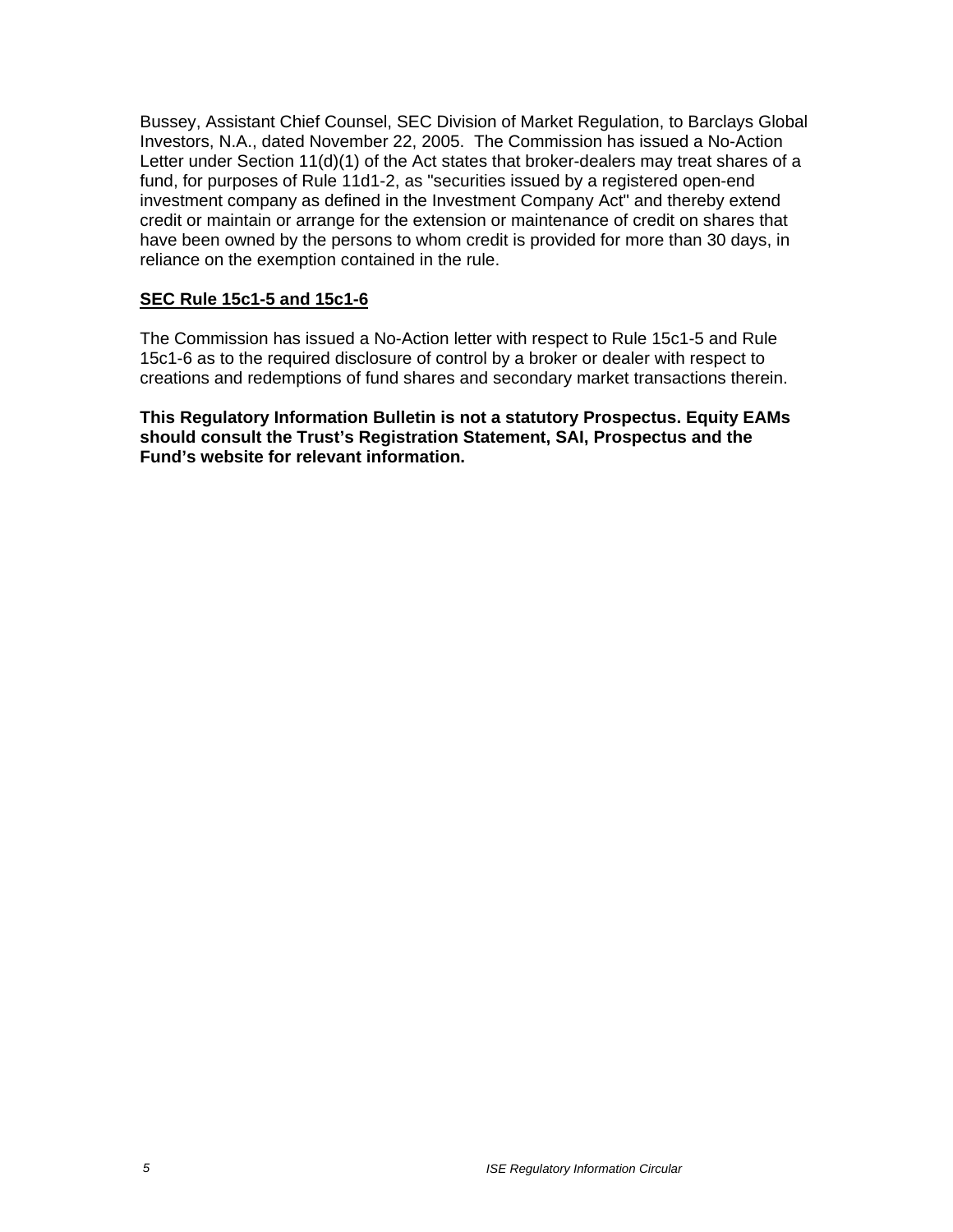Bussey, Assistant Chief Counsel, SEC Division of Market Regulation, to Barclays Global Investors, N.A., dated November 22, 2005. The Commission has issued a No-Action Letter under Section 11(d)(1) of the Act states that broker-dealers may treat shares of a fund, for purposes of Rule 11d1-2, as "securities issued by a registered open-end investment company as defined in the Investment Company Act" and thereby extend credit or maintain or arrange for the extension or maintenance of credit on shares that have been owned by the persons to whom credit is provided for more than 30 days, in reliance on the exemption contained in the rule.

## SEC Rule 15c1-5 and 15c1-6

The Commission has issued a No-Action letter with respect to Rule 15c1-5 and Rule 15c1-6 as to the required disclosure of control by a broker or dealer with respect to creations and redemptions of fund shares and secondary market transactions therein.

**This Regulatory Information Bulletin is not a statutory Prospectus. Equity EAMs should consult the Trust's Registration Statement, SAI, Prospectus and the Fund's website for relevant information.**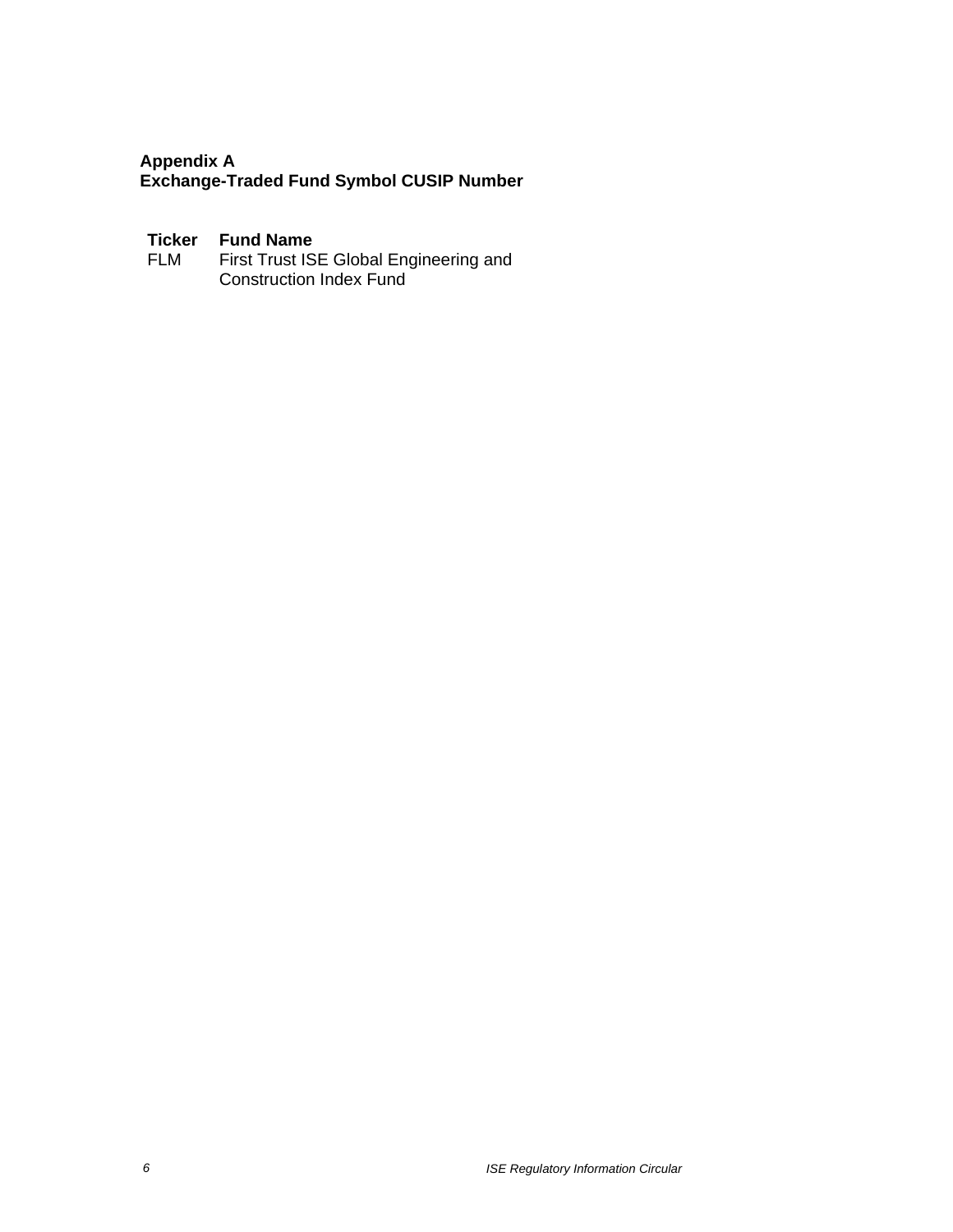**Appendix A**
**Exchange-Traded Fund Symbol CUSIP Number**

| Ticker | Fund Name |
|---|---|
| FLM | First Trust ISE Global Engineering and Construction Index Fund |